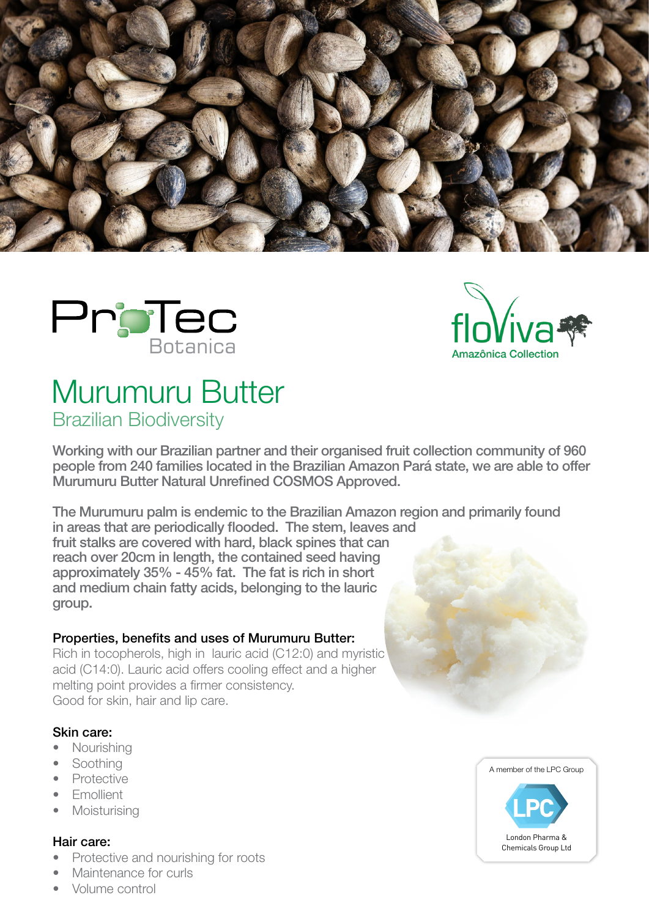ProTec Botanica

floViva Amazônica Collection

# Murumuru Butter

## Brazilian Biodiversity

**Working with our Brazilian partner and their organised fruit collection community of 960 people from 240 families located in the Brazilian Amazon Pará state, we are able to offer Murumuru Butter Natural Unrefined COSMOS Approved.**

**The Murumuru palm is endemic to the Brazilian Amazon region and primarily found in areas that are periodically flooded. The stem, leaves and fruit stalks are covered with hard, black spines that can reach over 20cm in length, the contained seed having approximately 35% - 45% fat. The fat is rich in short and medium chain fatty acids, belonging to the lauric group.**

### Properties, benefits and uses of Murumuru Butter:

Rich in tocopherols, high in lauric acid (C12:0) and myristic acid (C14:0). Lauric acid offers cooling effect and a higher melting point provides a firmer consistency.
Good for skin, hair and lip care.

### Skin care:

- Nourishing
- Soothing
- Protective
- Emollient
- Moisturising

### Hair care:

- Protective and nourishing for roots
- Maintenance for curls
- Volume control

A member of the LPC Group

LPC

London Pharma & Chemicals Group Ltd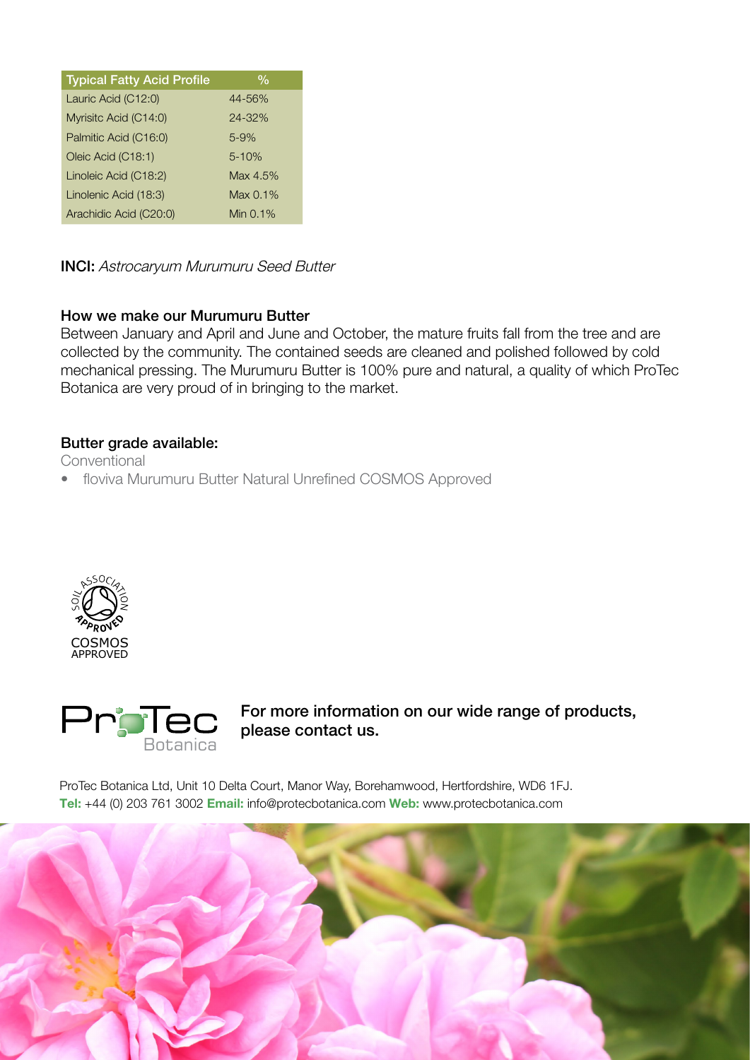| Typical Fatty Acid Profile | % |
|---|---|
| Lauric Acid (C12:0) | 44-56% |
| Myrisitc Acid (C14:0) | 24-32% |
| Palmitic Acid (C16:0) | 5-9% |
| Oleic Acid (C18:1) | 5-10% |
| Linoleic Acid (C18:2) | Max 4.5% |
| Linolenic Acid (18:3) | Max 0.1% |
| Arachidic Acid (C20:0) | Min 0.1% |

**INCI:** *Astrocaryum Murumuru Seed Butter*

### How we make our Murumuru Butter

Between January and April and June and October, the mature fruits fall from the tree and are collected by the community. The contained seeds are cleaned and polished followed by cold mechanical pressing. The Murumuru Butter is 100% pure and natural, a quality of which ProTec Botanica are very proud of in bringing to the market.

### Butter grade available:

Conventional

- floviva Murumuru Butter Natural Unrefined COSMOS Approved

SOIL ASSOCIATION APPROVED
COSMOS APPROVED

ProTec Botanica

**For more information on our wide range of products, please contact us.**

ProTec Botanica Ltd, Unit 10 Delta Court, Manor Way, Borehamwood, Hertfordshire, WD6 1FJ.
**Tel:** +44 (0) 203 761 3002 **Email:** info@protecbotanica.com **Web:** www.protecbotanica.com